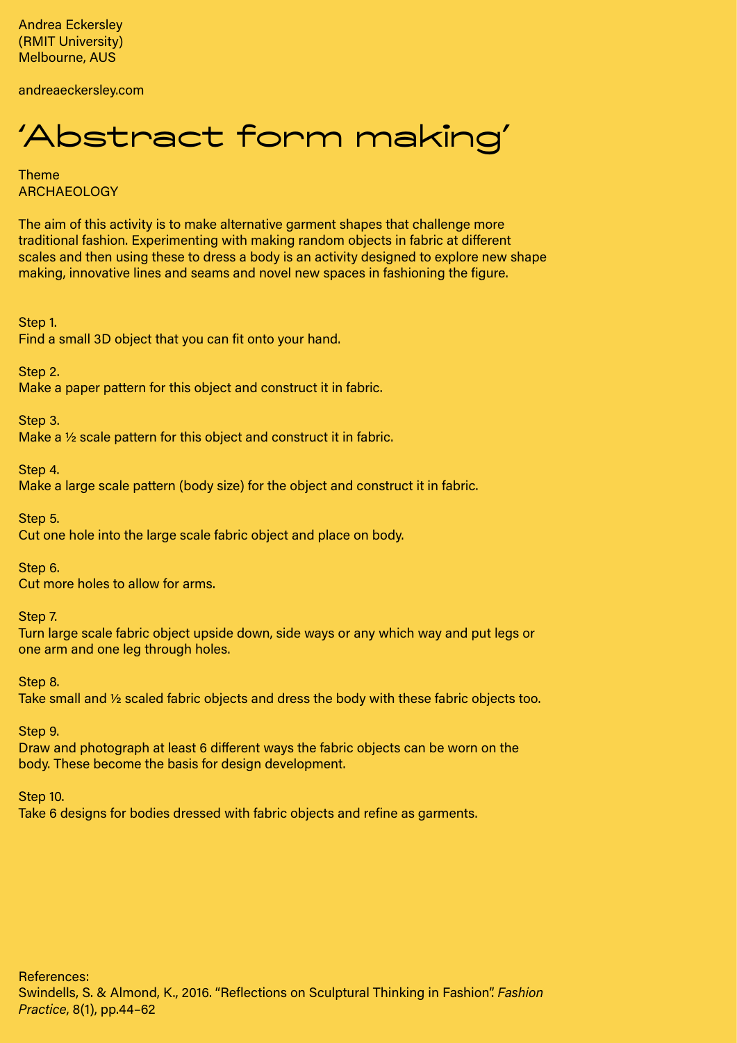Andrea Eckersley
(RMIT University)
Melbourne, AUS

andreaeckersley.com

# 'Abstract form making'

Theme
ARCHAEOLOGY

The aim of this activity is to make alternative garment shapes that challenge more traditional fashion. Experimenting with making random objects in fabric at different scales and then using these to dress a body is an activity designed to explore new shape making, innovative lines and seams and novel new spaces in fashioning the figure.

Step 1.
Find a small 3D object that you can fit onto your hand.

Step 2.
Make a paper pattern for this object and construct it in fabric.

Step 3.
Make a ½ scale pattern for this object and construct it in fabric.

Step 4.
Make a large scale pattern (body size) for the object and construct it in fabric.

Step 5.
Cut one hole into the large scale fabric object and place on body.

Step 6.
Cut more holes to allow for arms.

Step 7.
Turn large scale fabric object upside down, side ways or any which way and put legs or one arm and one leg through holes.

Step 8.
Take small and ½ scaled fabric objects and dress the body with these fabric objects too.

Step 9.
Draw and photograph at least 6 different ways the fabric objects can be worn on the body. These become the basis for design development.

Step 10.
Take 6 designs for bodies dressed with fabric objects and refine as garments.

References:
Swindells, S. & Almond, K., 2016. "Reflections on Sculptural Thinking in Fashion". *Fashion Practice*, 8(1), pp.44–62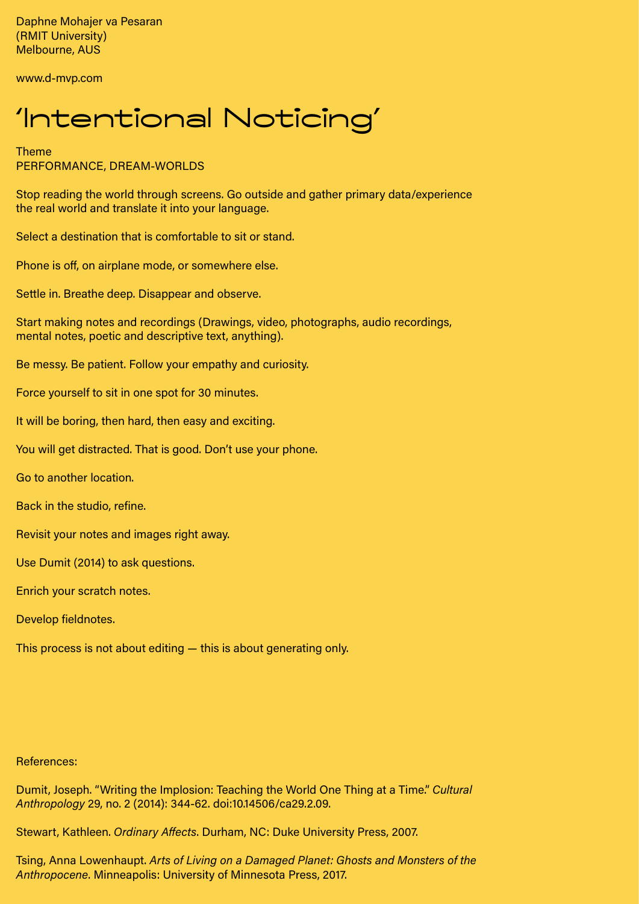Daphne Mohajer va Pesaran
(RMIT University)
Melbourne, AUS

www.d-mvp.com

# 'Intentional Noticing'

Theme
PERFORMANCE, DREAM-WORLDS

Stop reading the world through screens. Go outside and gather primary data/experience the real world and translate it into your language.

Select a destination that is comfortable to sit or stand.

Phone is off, on airplane mode, or somewhere else.

Settle in. Breathe deep. Disappear and observe.

Start making notes and recordings (Drawings, video, photographs, audio recordings, mental notes, poetic and descriptive text, anything).

Be messy. Be patient. Follow your empathy and curiosity.

Force yourself to sit in one spot for 30 minutes.

It will be boring, then hard, then easy and exciting.

You will get distracted. That is good. Don't use your phone.

Go to another location.

Back in the studio, refine.

Revisit your notes and images right away.

Use Dumit (2014) to ask questions.

Enrich your scratch notes.

Develop fieldnotes.

This process is not about editing — this is about generating only.

References:

Dumit, Joseph. "Writing the Implosion: Teaching the World One Thing at a Time." *Cultural Anthropology* 29, no. 2 (2014): 344-62. doi:10.14506/ca29.2.09.

Stewart, Kathleen. *Ordinary Affects*. Durham, NC: Duke University Press, 2007.

Tsing, Anna Lowenhaupt. *Arts of Living on a Damaged Planet: Ghosts and Monsters of the Anthropocene*. Minneapolis: University of Minnesota Press, 2017.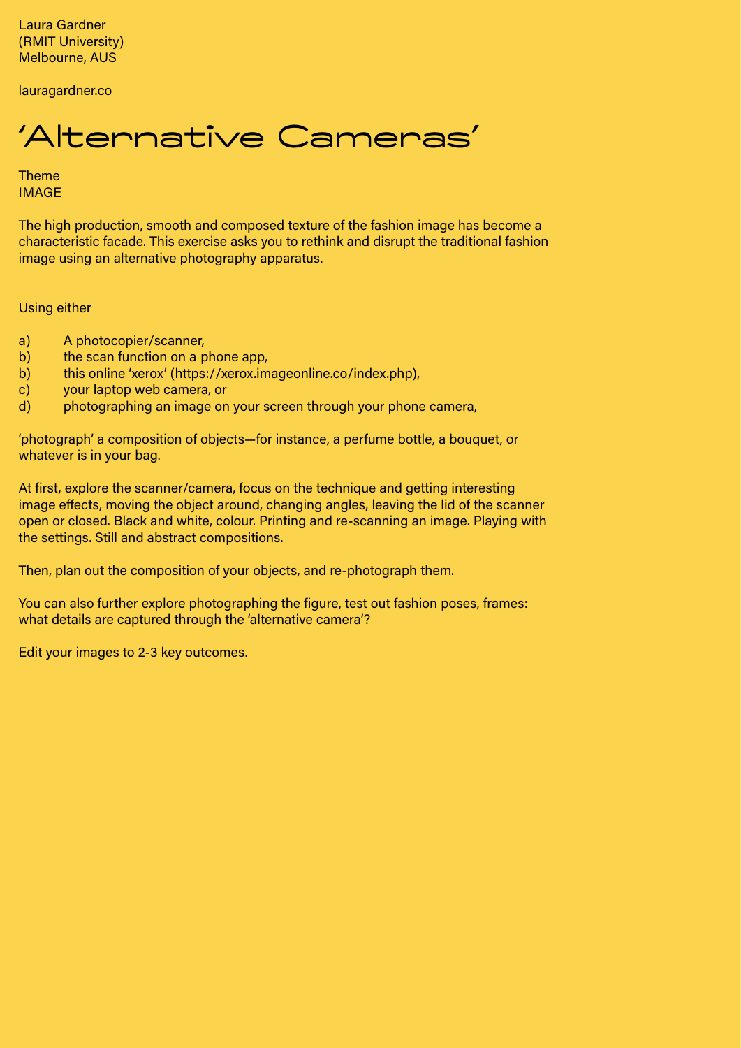Laura Gardner
(RMIT University)
Melbourne, AUS

lauragardner.co

# 'Alternative Cameras'

Theme
IMAGE

The high production, smooth and composed texture of the fashion image has become a characteristic facade. This exercise asks you to rethink and disrupt the traditional fashion image using an alternative photography apparatus.

Using either

a) A photocopier/scanner,
b) the scan function on a phone app,
b) this online 'xerox' (https://xerox.imageonline.co/index.php),
c) your laptop web camera, or
d) photographing an image on your screen through your phone camera,

'photograph' a composition of objects—for instance, a perfume bottle, a bouquet, or whatever is in your bag.

At first, explore the scanner/camera, focus on the technique and getting interesting image effects, moving the object around, changing angles, leaving the lid of the scanner open or closed. Black and white, colour. Printing and re-scanning an image. Playing with the settings. Still and abstract compositions.

Then, plan out the composition of your objects, and re-photograph them.

You can also further explore photographing the figure, test out fashion poses, frames: what details are captured through the 'alternative camera'?

Edit your images to 2-3 key outcomes.